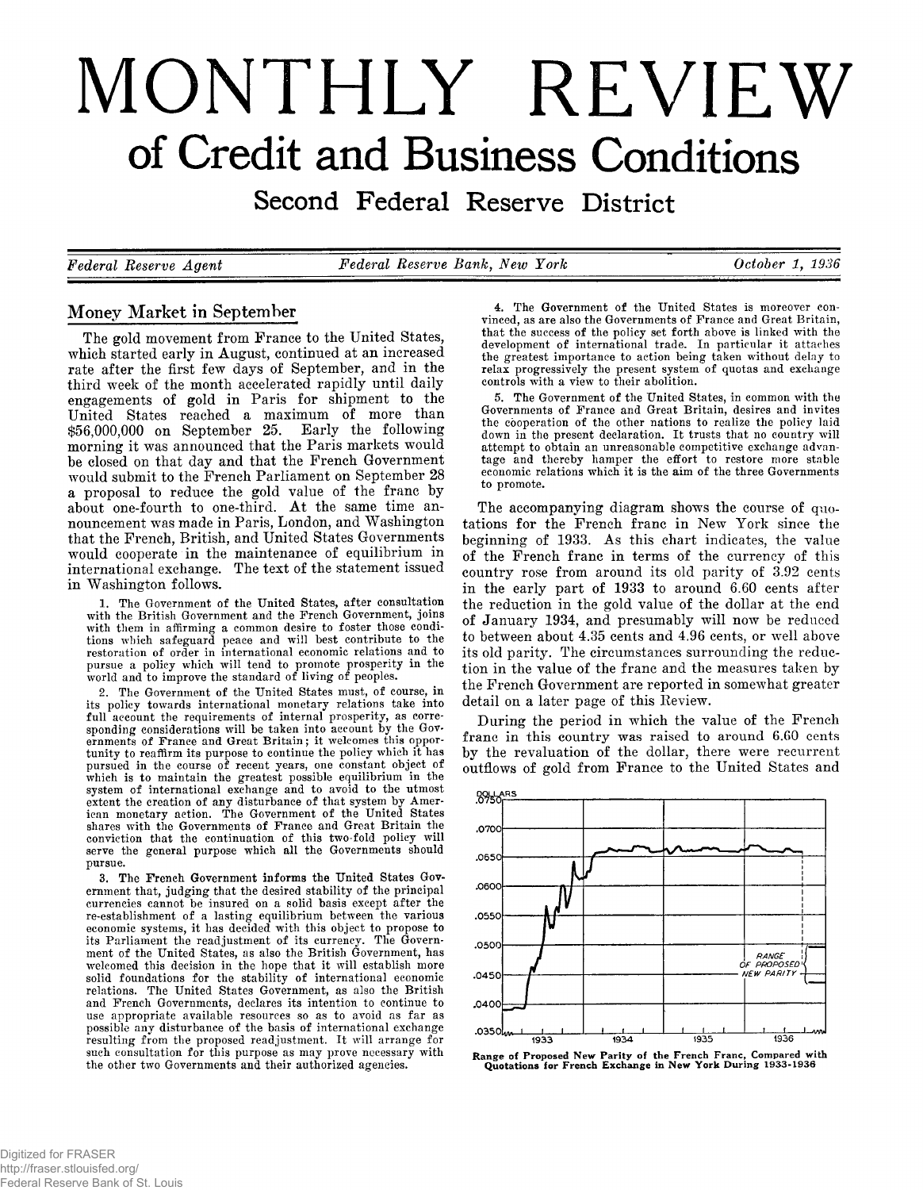# MONTHLY REVIEW

## of Credit and Business Conditions

### Second Federal Reserve District

*Federal Reserve Agent* — *Federal Reserve Bank, New York* — *October 1, 1936*

## Money Market in September

The gold movement from France to the United States, which started early in August, continued at an increased rate after the first few days of September, and in the third week of the month accelerated rapidly until daily engagements of gold in Paris for shipment to the United States reached a maximum of more than $56,000,000 on September 25. Early the following morning it was announced that the Paris markets would be closed on that day and that the French Government would submit to the French Parliament on September 28 a proposal to reduce the gold value of the franc by about one-fourth to one-third. At the same time announcement was made in Paris, London, and Washington that the French, British, and United States Governments would cooperate in the maintenance of equilibrium in international exchange. The text of the statement issued in Washington follows.

1. The Government of the United States, after consultation with the British Government and the French Government, joins with them in affirming a common desire to foster those conditions which safeguard peace and will best contribute to the restoration of order in international economic relations and to pursue a policy which will tend to promote prosperity in the world and to improve the standard of living of peoples.

2. The Government of the United States must, of course, in its policy towards international monetary relations take into full account the requirements of internal prosperity, as corresponding considerations will be taken into account by the Governments of France and Great Britain; it welcomes this opportunity to reaffirm its purpose to continue the policy which it has pursued in the course of recent years, one constant object of which is to maintain the greatest possible equilibrium in the system of international exchange and to avoid to the utmost extent the creation of any disturbance of that system by American monetary action. The Government of the United States shares with the Governments of France and Great Britain the conviction that the continuation of this two-fold policy will serve the general purpose which all the Governments should pursue.

3. The French Government informs the United States Government that, judging that the desired stability of the principal currencies cannot be insured on a solid basis except after the re-establishment of a lasting equilibrium between the various economic systems, it has decided with this object to propose to its Parliament the readjustment of its currency. The Government of the United States, as also the British Government, has welcomed this decision in the hope that it will establish more solid foundations for the stability of international economic relations. The United States Government, as also the British and French Governments, declares its intention to continue to use appropriate available resources so as to avoid as far as possible any disturbance of the basis of international exchange resulting from the proposed readjustment. It will arrange for such consultation for this purpose as may prove necessary with the other two Governments and their authorized agencies.

4. The Government of the United States is moreover convinced, as are also the Governments of France and Great Britain, that the success of the policy set forth above is linked with the development of international trade. In particular it attaches the greatest importance to action being taken without delay to relax progressively the present system of quotas and exchange controls with a view to their abolition.

5. The Government of the United States, in common with the Governments of France and Great Britain, desires and invites the cooperation of the other nations to realize the policy laid down in the present declaration. It trusts that no country will attempt to obtain an unreasonable competitive exchange advantage and thereby hamper the effort to restore more stable economic relations which it is the aim of the three Governments to promote.

The accompanying diagram shows the course of quotations for the French franc in New York since the beginning of 1933. As this chart indicates, the value of the French franc in terms of the currency of this country rose from around its old parity of 3.92 cents in the early part of 1933 to around 6.60 cents after the reduction in the gold value of the dollar at the end of January 1934, and presumably will now be reduced to between about 4.35 cents and 4.96 cents, or well above its old parity. The circumstances surrounding the reduction in the value of the franc and the measures taken by the French Government are reported in somewhat greater detail on a later page of this Review.

During the period in which the value of the French franc in this country was raised to around 6.60 cents by the revaluation of the dollar, there were recurrent outflows of gold from France to the United States and

Range of Proposed New Parity of the French Franc, Compared with Quotations for French Exchange in New York During 1933-1936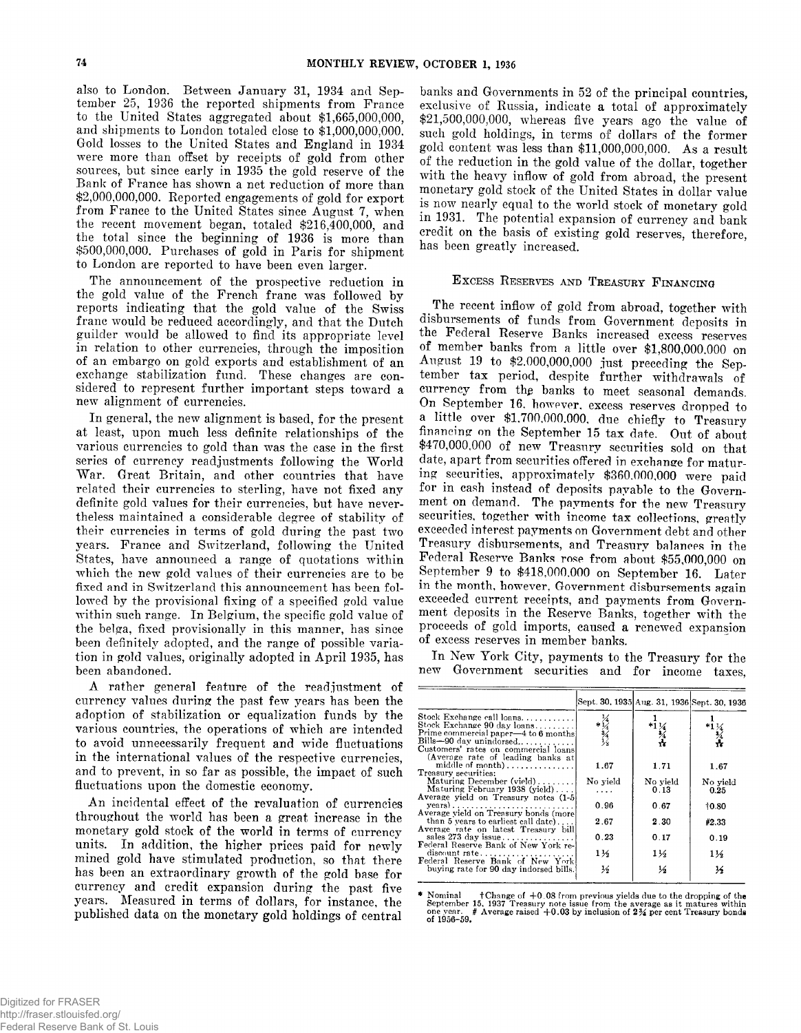also to London. Between January 31, 1934 and September 25, 1936 the reported shipments from France to the United States aggregated about $1,665,000,000, and shipments to London totaled close to $1,000,000,000. Gold losses to the United States and England in 1934 were more than offset by receipts of gold from other sources, but since early in 1935 the gold reserve of the Bank of France has shown a net reduction of more than $2,000,000,000. Reported engagements of gold for export from France to the United States since August 7, when the recent movement began, totaled $216,400,000, and the total since the beginning of 1936 is more than $500,000,000. Purchases of gold in Paris for shipment to London are reported to have been even larger.

The announcement of the prospective reduction in the gold value of the French franc was followed by reports indicating that the gold value of the Swiss franc would be reduced accordingly, and that the Dutch guilder would be allowed to find its appropriate level in relation to other currencies, through the imposition of an embargo on gold exports and establishment of an exchange stabilization fund. These changes are considered to represent further important steps toward a new alignment of currencies.

In general, the new alignment is based, for the present at least, upon much less definite relationships of the various currencies to gold than was the case in the first series of currency readjustments following the World War. Great Britain, and other countries that have related their currencies to sterling, have not fixed any definite gold values for their currencies, but have nevertheless maintained a considerable degree of stability of their currencies in terms of gold during the past two years. France and Switzerland, following the United States, have announced a range of quotations within which the new gold values of their currencies are to be fixed and in Switzerland this announcement has been followed by the provisional fixing of a specified gold value within such range. In Belgium, the specific gold value of the belga, fixed provisionally in this manner, has since been definitely adopted, and the range of possible variation in gold values, originally adopted in April 1935, has been abandoned.

A rather general feature of the readjustment of currency values during the past few years has been the adoption of stabilization or equalization funds by the various countries, the operations of which are intended to avoid unnecessarily frequent and wide fluctuations in the international values of the respective currencies, and to prevent, in so far as possible, the impact of such fluctuations upon the domestic economy.

An incidental effect of the revaluation of currencies throughout the world has been a great increase in the monetary gold stock of the world in terms of currency units. In addition, the higher prices paid for newly mined gold have stimulated production, so that there has been an extraordinary growth of the gold base for currency and credit expansion during the past five years. Measured in terms of dollars, for instance, the published data on the monetary gold holdings of central banks and Governments in 52 of the principal countries, exclusive of Russia, indicate a total of approximately $21,500,000,000, whereas five years ago the value of such gold holdings, in terms of dollars of the former gold content was less than $11,000,000,000. As a result of the reduction in the gold value of the dollar, together with the heavy inflow of gold from abroad, the present monetary gold stock of the United States in dollar value is now nearly equal to the world stock of monetary gold in 1931. The potential expansion of currency and bank credit on the basis of existing gold reserves, therefore, has been greatly increased.

## Excess Reserves and Treasury Financing

The recent inflow of gold from abroad, together with disbursements of funds from Government deposits in the Federal Reserve Banks increased excess reserves of member banks from a little over $1,800,000,000 on August 19 to $2,000,000,000 just preceding the September tax period, despite further withdrawals of currency from the banks to meet seasonal demands. On September 16, however, excess reserves dropped to a little over $1,700,000,000, due chiefly to Treasury financing on the September 15 tax date. Out of about $470,000,000 of new Treasury securities sold on that date, apart from securities offered in exchange for maturing securities, approximately $360,000,000 were paid for in cash instead of deposits payable to the Government on demand. The payments for the new Treasury securities, together with income tax collections, greatly exceeded interest payments on Government debt and other Treasury disbursements, and Treasury balances in the Federal Reserve Banks rose from about $55,000,000 on September 9 to $418,000,000 on September 16. Later in the month, however, Government disbursements again exceeded current receipts, and payments from Government deposits in the Reserve Banks, together with the proceeds of gold imports, caused a renewed expansion of excess reserves in member banks.

In New York City, payments to the Treasury for the new Government securities and for income taxes,

| | Sept. 30, 1935 | Aug. 31, 1936 | Sept. 30, 1936 |
|---|---|---|---|
| Stock Exchange call loans | ¼ | 1 | 1 |
| Stock Exchange 90 day loans | *¼ | *1¼ | *1¼ |
| Prime commercial paper—4 to 6 months | ¾ | ¾ | ¾ |
| Bills—90 day unindorsed | ⅛ | $\frac{3}{16}$ | $\frac{3}{16}$ |
| Customers' rates on commercial loans (Average rate of leading banks at middle of month) | 1.67 | 1.71 | 1.67 |
| Treasury securities: | | | |
| Maturing December (yield) | No yield | No yield | No yield |
| Maturing February 1938 (yield) | .... | 0.13 | 0.25 |
| Average yield on Treasury notes (1-5 years) | 0.96 | 0.67 | †0.80 |
| Average yield on Treasury bonds (more than 5 years to earliest call date) | 2.67 | 2.30 | #2.33 |
| Average rate on latest Treasury bill sales 273 day issue | 0.23 | 0.17 | 0.19 |
| Federal Reserve Bank of New York rediscount rate | 1½ | 1½ | 1½ |
| Federal Reserve Bank of New York buying rate for 90 day indorsed bills | ½ | ½ | ½ |

\* Nominal †Change of +0.08 from previous yields due to the dropping of the September 15, 1937 Treasury note issue from the average as it matures within one year. # Average raised +0.03 by inclusion of 2¾ per cent Treasury bonds of 1956-59.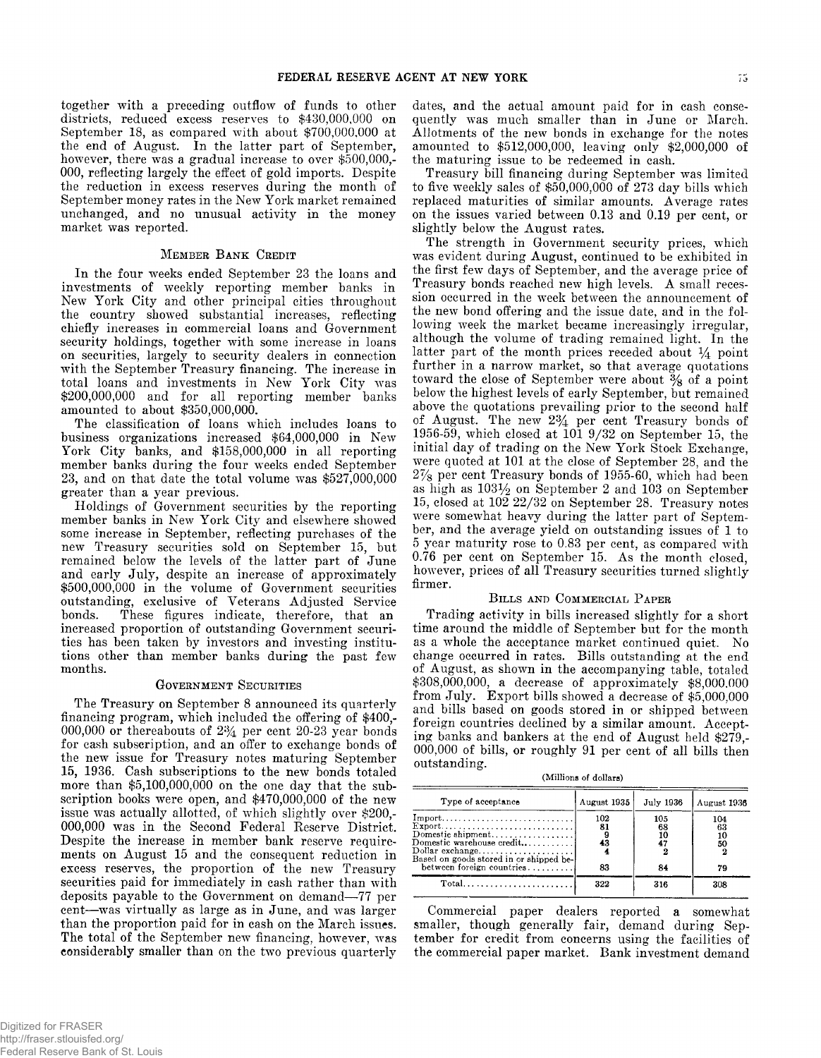together with a preceding outflow of funds to other districts, reduced excess reserves to $430,000,000 on September 18, as compared with about $700,000,000 at the end of August. In the latter part of September, however, there was a gradual increase to over $500,000,000, reflecting largely the effect of gold imports. Despite the reduction in excess reserves during the month of September money rates in the New York market remained unchanged, and no unusual activity in the money market was reported.

## Member Bank Credit

In the four weeks ended September 23 the loans and investments of weekly reporting member banks in New York City and other principal cities throughout the country showed substantial increases, reflecting chiefly increases in commercial loans and Government security holdings, together with some increase in loans on securities, largely to security dealers in connection with the September Treasury financing. The increase in total loans and investments in New York City was $200,000,000 and for all reporting member banks amounted to about $350,000,000.

The classification of loans which includes loans to business organizations increased $64,000,000 in New York City banks, and $158,000,000 in all reporting member banks during the four weeks ended September 23, and on that date the total volume was $527,000,000 greater than a year previous.

Holdings of Government securities by the reporting member banks in New York City and elsewhere showed some increase in September, reflecting purchases of the new Treasury securities sold on September 15, but remained below the levels of the latter part of June and early July, despite an increase of approximately $500,000,000 in the volume of Government securities outstanding, exclusive of Veterans Adjusted Service bonds. These figures indicate, therefore, that an increased proportion of outstanding Government securities has been taken by investors and investing institutions other than member banks during the past few months.

## Government Securities

The Treasury on September 8 announced its quarterly financing program, which included the offering of $400,000,000 or thereabouts of 2¾ per cent 20-23 year bonds for cash subscription, and an offer to exchange bonds of the new issue for Treasury notes maturing September 15, 1936. Cash subscriptions to the new bonds totaled more than $5,100,000,000 on the one day that the subscription books were open, and $470,000,000 of the new issue was actually allotted, of which slightly over $200,000,000 was in the Second Federal Reserve District. Despite the increase in member bank reserve requirements on August 15 and the consequent reduction in excess reserves, the proportion of the new Treasury securities paid for immediately in cash rather than with deposits payable to the Government on demand—77 per cent—was virtually as large as in June, and was larger than the proportion paid for in cash on the March issues. The total of the September new financing, however, was considerably smaller than on the two previous quarterly dates, and the actual amount paid for in cash consequently was much smaller than in June or March. Allotments of the new bonds in exchange for the notes amounted to $512,000,000, leaving only $2,000,000 of the maturing issue to be redeemed in cash.

Treasury bill financing during September was limited to five weekly sales of $50,000,000 of 273 day bills which replaced maturities of similar amounts. Average rates on the issues varied between 0.13 and 0.19 per cent, or slightly below the August rates.

The strength in Government security prices, which was evident during August, continued to be exhibited in the first few days of September, and the average price of Treasury bonds reached new high levels. A small recession occurred in the week between the announcement of the new bond offering and the issue date, and in the following week the market became increasingly irregular, although the volume of trading remained light. In the latter part of the month prices receded about ¼ point further in a narrow market, so that average quotations toward the close of September were about ⅜ of a point below the highest levels of early September, but remained above the quotations prevailing prior to the second half of August. The new 2¾ per cent Treasury bonds of 1956-59, which closed at 101 9/32 on September 15, the initial day of trading on the New York Stock Exchange, were quoted at 101 at the close of September 28, and the 2⅞ per cent Treasury bonds of 1955-60, which had been as high as 103½ on September 2 and 103 on September 15, closed at 102 22/32 on September 28. Treasury notes were somewhat heavy during the latter part of September, and the average yield on outstanding issues of 1 to 5 year maturity rose to 0.83 per cent, as compared with 0.76 per cent on September 15. As the month closed, however, prices of all Treasury securities turned slightly firmer.

## Bills and Commercial Paper

Trading activity in bills increased slightly for a short time around the middle of September but for the month as a whole the acceptance market continued quiet. No change occurred in rates. Bills outstanding at the end of August, as shown in the accompanying table, totaled $308,000,000, a decrease of approximately $8,000,000 from July. Export bills showed a decrease of $5,000,000 and bills based on goods stored in or shipped between foreign countries declined by a similar amount. Accepting banks and bankers at the end of August held $279,000,000 of bills, or roughly 91 per cent of all bills then outstanding.

(Millions of dollars)

| Type of acceptance | August 1935 | July 1936 | August 1936 |
|---|---|---|---|
| Import | 102 | 105 | 104 |
| Export | 81 | 68 | 63 |
| Domestic shipment | 9 | 10 | 10 |
| Domestic warehouse credit | 43 | 47 | 50 |
| Dollar exchange | 4 | 2 | 2 |
| Based on goods stored in or shipped between foreign countries | 83 | 84 | 79 |
| Total | 322 | 316 | 308 |

Commercial paper dealers reported a somewhat smaller, though generally fair, demand during September for credit from concerns using the facilities of the commercial paper market. Bank investment demand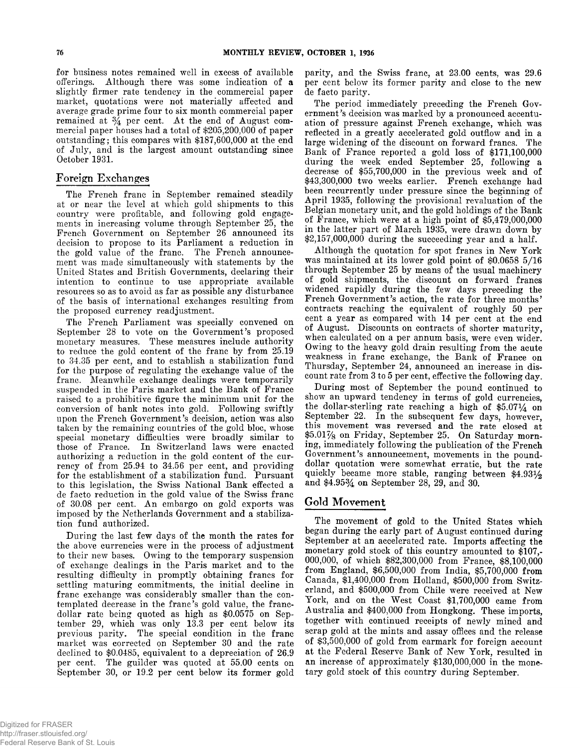for business notes remained well in excess of available offerings. Although there was some indication of a slightly firmer rate tendency in the commercial paper market, quotations were not materially affected and average grade prime four to six month commercial paper remained at ¾ per cent. At the end of August commercial paper houses had a total of $205,200,000 of paper outstanding; this compares with $187,600,000 at the end of July, and is the largest amount outstanding since October 1931.

## Foreign Exchanges

The French franc in September remained steadily at or near the level at which gold shipments to this country were profitable, and following gold engagements in increasing volume through September 25, the French Government on September 26 announced its decision to propose to its Parliament a reduction in the gold value of the franc. The French announcement was made simultaneously with statements by the United States and British Governments, declaring their intention to continue to use appropriate available resources so as to avoid as far as possible any disturbance of the basis of international exchanges resulting from the proposed currency readjustment.

The French Parliament was specially convened on September 28 to vote on the Government's proposed monetary measures. These measures include authority to reduce the gold content of the franc by from 25.19 to 34.35 per cent, and to establish a stabilization fund for the purpose of regulating the exchange value of the franc. Meanwhile exchange dealings were temporarily suspended in the Paris market and the Bank of France raised to a prohibitive figure the minimum unit for the conversion of bank notes into gold. Following swiftly upon the French Government's decision, action was also taken by the remaining countries of the gold bloc, whose special monetary difficulties were broadly similar to those of France. In Switzerland laws were enacted authorizing a reduction in the gold content of the currency of from 25.94 to 34.56 per cent, and providing for the establishment of a stabilization fund. Pursuant to this legislation, the Swiss National Bank effected a de facto reduction in the gold value of the Swiss franc of 30.08 per cent. An embargo on gold exports was imposed by the Netherlands Government and a stabilization fund authorized.

During the last few days of the month the rates for the above currencies were in the process of adjustment to their new bases. Owing to the temporary suspension of exchange dealings in the Paris market and to the resulting difficulty in promptly obtaining francs for settling maturing commitments, the initial decline in franc exchange was considerably smaller than the contemplated decrease in the franc's gold value, the franc-dollar rate being quoted as high as $0.0575 on September 29, which was only 13.3 per cent below its previous parity. The special condition in the franc market was corrected on September 30 and the rate declined to $0.0485, equivalent to a depreciation of 26.9 per cent. The guilder was quoted at 55.00 cents on September 30, or 19.2 per cent below its former gold parity, and the Swiss franc, at 23.00 cents, was 29.6 per cent below its former parity and close to the new de facto parity.

The period immediately preceding the French Government's decision was marked by a pronounced accentuation of pressure against French exchange, which was reflected in a greatly accelerated gold outflow and in a large widening of the discount on forward francs. The Bank of France reported a gold loss of $171,100,000 during the week ended September 25, following a decrease of $55,700,000 in the previous week and of $43,300,000 two weeks earlier. French exchange had been recurrently under pressure since the beginning of April 1935, following the provisional revaluation of the Belgian monetary unit, and the gold holdings of the Bank of France, which were at a high point of $5,479,000,000 in the latter part of March 1935, were drawn down by $2,157,000,000 during the succeeding year and a half.

Although the quotation for spot francs in New York was maintained at its lower gold point of $0.0658 5/16 through September 25 by means of the usual machinery of gold shipments, the discount on forward francs widened rapidly during the few days preceding the French Government's action, the rate for three months' contracts reaching the equivalent of roughly 50 per cent a year as compared with 14 per cent at the end of August. Discounts on contracts of shorter maturity, when calculated on a per annum basis, were even wider. Owing to the heavy gold drain resulting from the acute weakness in franc exchange, the Bank of France on Thursday, September 24, announced an increase in discount rate from 3 to 5 per cent, effective the following day.

During most of September the pound continued to show an upward tendency in terms of gold currencies, the dollar-sterling rate reaching a high of $5.07¼ on September 22. In the subsequent few days, however, this movement was reversed and the rate closed at $5.01⅞ on Friday, September 25. On Saturday morning, immediately following the publication of the French Government's announcement, movements in the pound-dollar quotation were somewhat erratic, but the rate quickly became more stable, ranging between $4.93½ and $4.95¾ on September 28, 29, and 30.

## Gold Movement

The movement of gold to the United States which began during the early part of August continued during September at an accelerated rate. Imports affecting the monetary gold stock of this country amounted to $107,000,000, of which $82,300,000 from France, $8,100,000 from England, $6,500,000 from India, $5,700,000 from Canada, $1,400,000 from Holland, $500,000 from Switzerland, and $500,000 from Chile were received at New York, and on the West Coast $1,700,000 came from Australia and $400,000 from Hongkong. These imports, together with continued receipts of newly mined and scrap gold at the mints and assay offices and the release of $3,500,000 of gold from earmark for foreign account at the Federal Reserve Bank of New York, resulted in an increase of approximately $130,000,000 in the monetary gold stock of this country during September.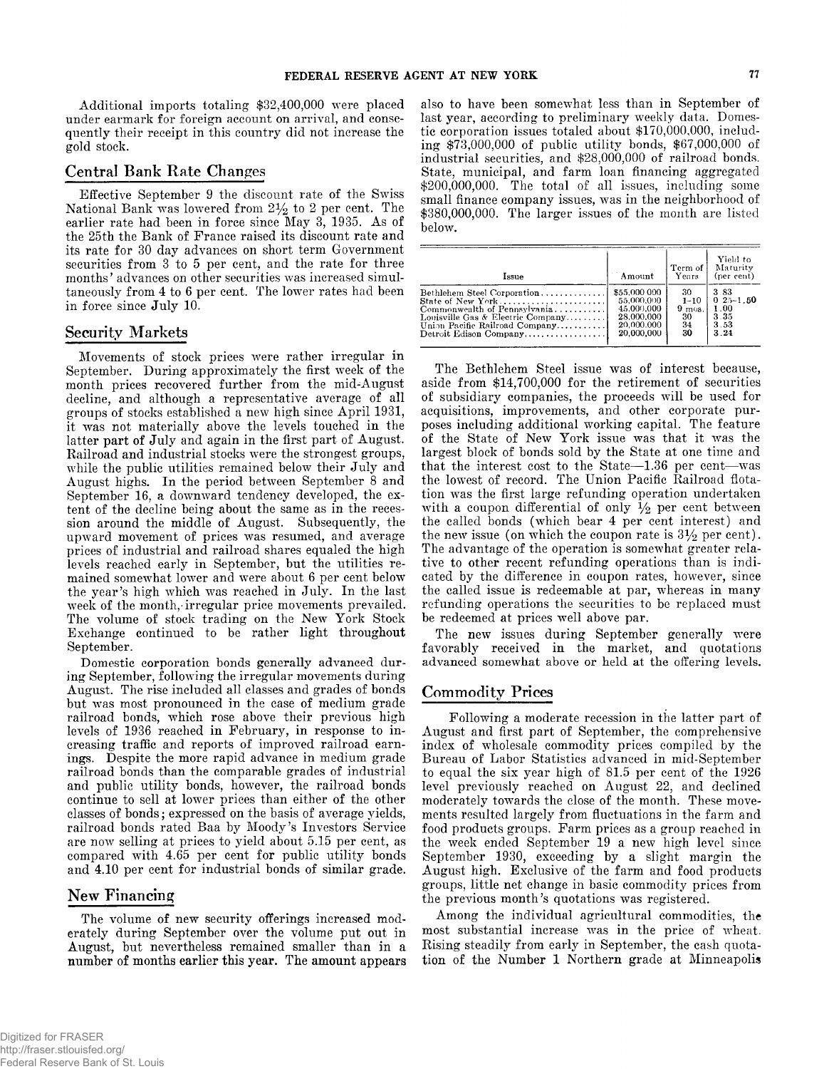Additional imports totaling $32,400,000 were placed under earmark for foreign account on arrival, and consequently their receipt in this country did not increase the gold stock.

## Central Bank Rate Changes

Effective September 9 the discount rate of the Swiss National Bank was lowered from 2½ to 2 per cent. The earlier rate had been in force since May 3, 1935. As of the 25th the Bank of France raised its discount rate and its rate for 30 day advances on short term Government securities from 3 to 5 per cent, and the rate for three months' advances on other securities was increased simultaneously from 4 to 6 per cent. The lower rates had been in force since July 10.

## Security Markets

Movements of stock prices were rather irregular in September. During approximately the first week of the month prices recovered further from the mid-August decline, and although a representative average of all groups of stocks established a new high since April 1931, it was not materially above the levels touched in the latter part of July and again in the first part of August. Railroad and industrial stocks were the strongest groups, while the public utilities remained below their July and August highs. In the period between September 8 and September 16, a downward tendency developed, the extent of the decline being about the same as in the recession around the middle of August. Subsequently, the upward movement of prices was resumed, and average prices of industrial and railroad shares equaled the high levels reached early in September, but the utilities remained somewhat lower and were about 6 per cent below the year's high which was reached in July. In the last week of the month, irregular price movements prevailed. The volume of stock trading on the New York Stock Exchange continued to be rather light throughout September.

Domestic corporation bonds generally advanced during September, following the irregular movements during August. The rise included all classes and grades of bonds but was most pronounced in the case of medium grade railroad bonds, which rose above their previous high levels of 1936 reached in February, in response to increasing traffic and reports of improved railroad earnings. Despite the more rapid advance in medium grade railroad bonds than the comparable grades of industrial and public utility bonds, however, the railroad bonds continue to sell at lower prices than either of the other classes of bonds; expressed on the basis of average yields, railroad bonds rated Baa by Moody's Investors Service are now selling at prices to yield about 5.15 per cent, as compared with 4.65 per cent for public utility bonds and 4.10 per cent for industrial bonds of similar grade.

## New Financing

The volume of new security offerings increased moderately during September over the volume put out in August, but nevertheless remained smaller than in a number of months earlier this year. The amount appears also to have been somewhat less than in September of last year, according to preliminary weekly data. Domestic corporation issues totaled about $170,000,000, including $73,000,000 of public utility bonds, $67,000,000 of industrial securities, and $28,000,000 of railroad bonds. State, municipal, and farm loan financing aggregated $200,000,000. The total of all issues, including some small finance company issues, was in the neighborhood of $380,000,000. The larger issues of the month are listed below.

| Issue | Amount | Term of Years | Yield to Maturity (per cent) |
|---|---|---|---|
| Bethlehem Steel Corporation | $55,000,000 | 30 | 3.83 |
| State of New York | 55,000,000 | 1–10 | 0.25–1.50 |
| Commonwealth of Pennsylvania | 45,000,000 | 9 mos. | 1.00 |
| Louisville Gas & Electric Company | 28,000,000 | 30 | 3.35 |
| Union Pacific Railroad Company | 20,000,000 | 34 | 3.53 |
| Detroit Edison Company | 20,000,000 | 30 | 3.24 |

The Bethlehem Steel issue was of interest because, aside from $14,700,000 for the retirement of securities of subsidiary companies, the proceeds will be used for acquisitions, improvements, and other corporate purposes including additional working capital. The feature of the State of New York issue was that it was the largest block of bonds sold by the State at one time and that the interest cost to the State—1.36 per cent—was the lowest of record. The Union Pacific Railroad flotation was the first large refunding operation undertaken with a coupon differential of only ½ per cent between the called bonds (which bear 4 per cent interest) and the new issue (on which the coupon rate is 3½ per cent). The advantage of the operation is somewhat greater relative to other recent refunding operations than is indicated by the difference in coupon rates, however, since the called issue is redeemable at par, whereas in many refunding operations the securities to be replaced must be redeemed at prices well above par.

The new issues during September generally were favorably received in the market, and quotations advanced somewhat above or held at the offering levels.

## Commodity Prices

Following a moderate recession in the latter part of August and first part of September, the comprehensive index of wholesale commodity prices compiled by the Bureau of Labor Statistics advanced in mid-September to equal the six year high of 81.5 per cent of the 1926 level previously reached on August 22, and declined moderately towards the close of the month. These movements resulted largely from fluctuations in the farm and food products groups. Farm prices as a group reached in the week ended September 19 a new high level since September 1930, exceeding by a slight margin the August high. Exclusive of the farm and food products groups, little net change in basic commodity prices from the previous month's quotations was registered.

Among the individual agricultural commodities, the most substantial increase was in the price of wheat. Rising steadily from early in September, the cash quotation of the Number 1 Northern grade at Minneapolis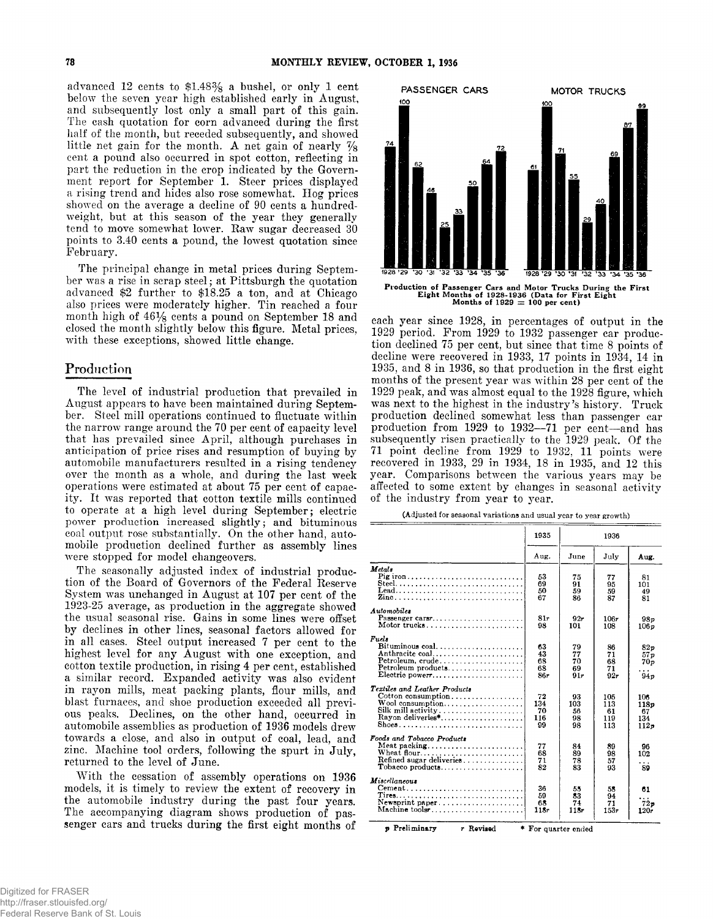advanced 12 cents to \$1.48⅜ a bushel, or only 1 cent below the seven year high established early in August, and subsequently lost only a small part of this gain. The cash quotation for corn advanced during the first half of the month, but receded subsequently, and showed little net gain for the month. A net gain of nearly ⅞ cent a pound also occurred in spot cotton, reflecting in part the reduction in the crop indicated by the Government report for September 1. Steer prices displayed a rising trend and hides also rose somewhat. Hog prices showed on the average a decline of 90 cents a hundredweight, but at this season of the year they generally tend to move somewhat lower. Raw sugar decreased 30 points to 3.40 cents a pound, the lowest quotation since February.

The principal change in metal prices during September was a rise in scrap steel; at Pittsburgh the quotation advanced \$2 further to \$18.25 a ton, and at Chicago also prices were moderately higher. Tin reached a four month high of 46⅛ cents a pound on September 18 and closed the month slightly below this figure. Metal prices, with these exceptions, showed little change.

## Production

The level of industrial production that prevailed in August appears to have been maintained during September. Steel mill operations continued to fluctuate within the narrow range around the 70 per cent of capacity level that has prevailed since April, although purchases in anticipation of price rises and resumption of buying by automobile manufacturers resulted in a rising tendency over the month as a whole, and during the last week operations were estimated at about 75 per cent of capacity. It was reported that cotton textile mills continued to operate at a high level during September; electric power production increased slightly; and bituminous coal output rose substantially. On the other hand, automobile production declined further as assembly lines were stopped for model changeovers.

The seasonally adjusted index of industrial production of the Board of Governors of the Federal Reserve System was unchanged in August at 107 per cent of the 1923-25 average, as production in the aggregate showed the usual seasonal rise. Gains in some lines were offset by declines in other lines, seasonal factors allowed for in all cases. Steel output increased 7 per cent to the highest level for any August with one exception, and cotton textile production, in rising 4 per cent, established a similar record. Expanded activity was also evident in rayon mills, meat packing plants, flour mills, and blast furnaces, and shoe production exceeded all previous peaks. Declines, on the other hand, occurred in automobile assemblies as production of 1936 models drew towards a close, and also in output of coal, lead, and zinc. Machine tool orders, following the spurt in July, returned to the level of June.

With the cessation of assembly operations on 1936 models, it is timely to review the extent of recovery in the automobile industry during the past four years. The accompanying diagram shows production of passenger cars and trucks during the first eight months of each year since 1928, in percentages of output in the 1929 period. From 1929 to 1932 passenger car production declined 75 per cent, but since that time 8 points of decline were recovered in 1933, 17 points in 1934, 14 in 1935, and 8 in 1936, so that production in the first eight months of the present year was within 28 per cent of the 1929 peak, and was almost equal to the 1928 figure, which was next to the highest in the industry's history. Truck production declined somewhat less than passenger car production from 1929 to 1932—71 per cent—and has subsequently risen practically to the 1929 peak. Of the 71 point decline from 1929 to 1932, 11 points were recovered in 1933, 29 in 1934, 18 in 1935, and 12 this year. Comparisons between the various years may be affected to some extent by changes in seasonal activity of the industry from year to year.

| | PASSENGER CARS | MOTOR TRUCKS |
|---|---|---|
| 1928 | 74 | 61 |
| '29 | 100 | 100 |
| '30 | 62 | 71 |
| '31 | 46 | 55 |
| '32 | 25 | 29 |
| '33 | 33 | 40 |
| '34 | 50 | 69 |
| '35 | 64 | 87 |
| '36 | 72 | 99 |

Production of Passenger Cars and Motor Trucks During the First Eight Months of 1928-1936 (Data for First Eight Months of 1929 = 100 per cent)

(Adjusted for seasonal variations and usual year to year growth)

| | 1935 | 1936 | | |
|---|---|---|---|---|
| | Aug. | June | July | Aug. |
| ***Metals*** | | | | |
| Pig iron | 53 | 75 | 77 | 81 |
| Steel | 69 | 91 | 95 | 101 |
| Lead | 50 | 59 | 59 | 49 |
| Zinc | 67 | 86 | 87 | 81 |
| ***Automobiles*** | | | | |
| Passenger carsr | 81r | 92r | 106r | 98p |
| Motor trucks | 98 | 101 | 108 | 106p |
| ***Fuels*** | | | | |
| Bituminous coal | 63 | 79 | 86 | 82p |
| Anthracite coal | 43 | 77 | 71 | 57p |
| Petroleum, crude | 68 | 70 | 68 | 70p |
| Petroleum products | 68 | 69 | 71 | ... |
| Electric powerr | 86r | 91r | 92r | 94p |
| ***Textiles and Leather Products*** | | | | |
| Cotton consumption | 72 | 93 | 105 | 106 |
| Wool consumption | 134 | 103 | 113 | 118p |
| Silk mill activity | 70 | 56 | 61 | 67 |
| Rayon deliveries* | 116 | 98 | 119 | 134 |
| Shoes | 99 | 98 | 113 | 112p |
| ***Foods and Tobacco Products*** | | | | |
| Meat packing | 77 | 84 | 89 | 96 |
| Wheat flour | 68 | 89 | 98 | 102 |
| Refined sugar deliveries | 71 | 78 | 57 | ... |
| Tobacco products | 82 | 83 | 93 | 89 |
| ***Miscellaneous*** | | | | |
| Cement | 36 | 55 | 58 | 61 |
| Tires | 59 | 83 | 94 | ... |
| Newsprint paper | 68 | 74 | 71 | 72p |
| Machine toolsr | 118r | 118r | 153r | 120r |

p Preliminary  r Revised  * For quarter ended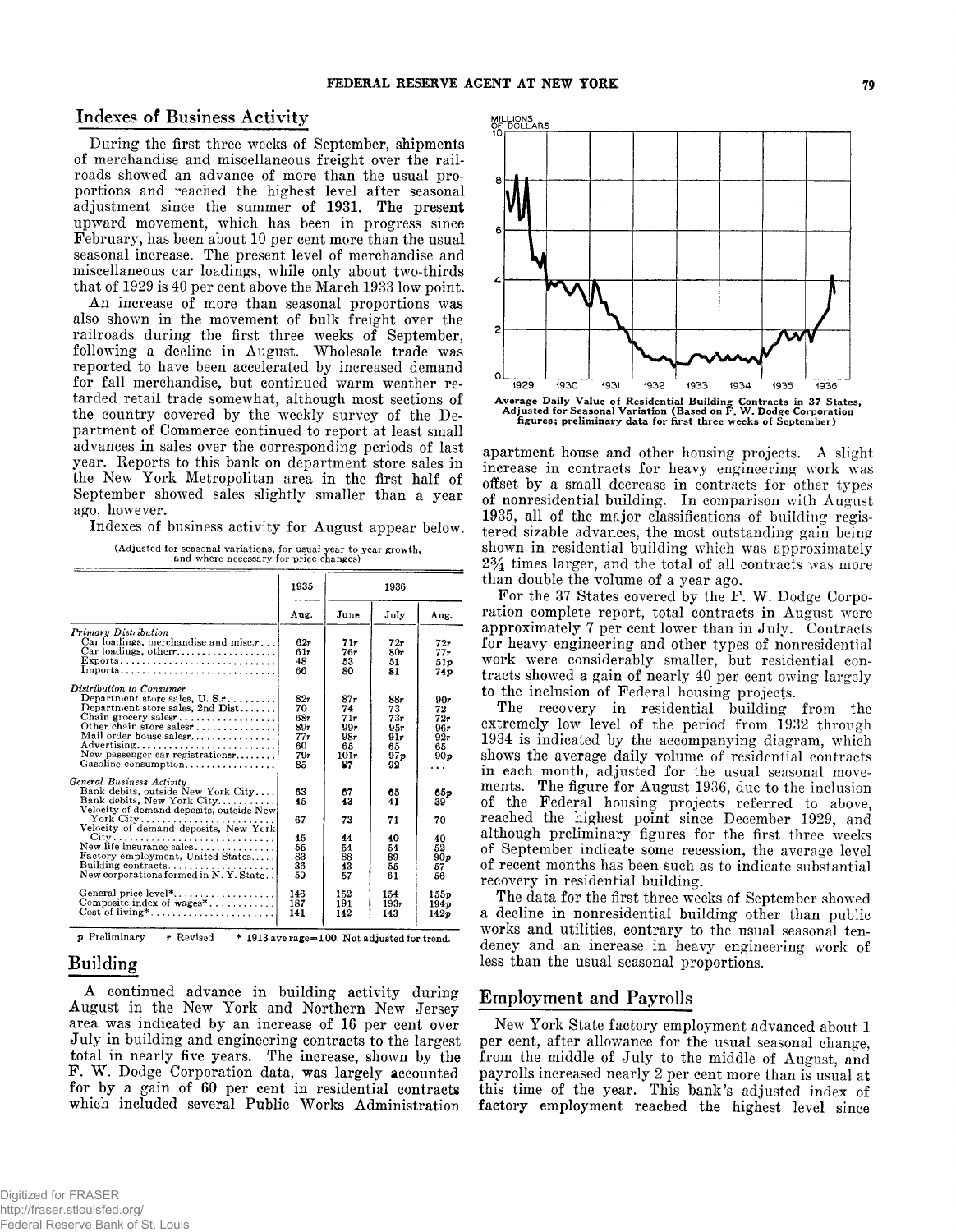## Indexes of Business Activity

During the first three weeks of September, shipments of merchandise and miscellaneous freight over the railroads showed an advance of more than the usual proportions and reached the highest level after seasonal adjustment since the summer of 1931. The present upward movement, which has been in progress since February, has been about 10 per cent more than the usual seasonal increase. The present level of merchandise and miscellaneous car loadings, while only about two-thirds that of 1929 is 40 per cent above the March 1933 low point.

An increase of more than seasonal proportions was also shown in the movement of bulk freight over the railroads during the first three weeks of September, following a decline in August. Wholesale trade was reported to have been accelerated by increased demand for fall merchandise, but continued warm weather retarded retail trade somewhat, although most sections of the country covered by the weekly survey of the Department of Commerce continued to report at least small advances in sales over the corresponding periods of last year. Reports to this bank on department store sales in the New York Metropolitan area in the first half of September showed sales slightly smaller than a year ago, however.

Indexes of business activity for August appear below.

(Adjusted for seasonal variations, for usual year to year growth, and where necessary for price changes)

| | 1935 | 1936 | | |
|---|---|---|---|---|
| | Aug. | June | July | Aug. |
| *Primary Distribution* | | | | |
| Car loadings, merchandise and misc.r | 62r | 71r | 72r | 72r |
| Car loadings, otherr | 61r | 76r | 80r | 77r |
| Exports | 48 | 53 | 51 | 51p |
| Imports | 66 | 80 | 81 | 74p |
| *Distribution to Consumer* | | | | |
| Department store sales, U. S.r | 82r | 87r | 88r | 90r |
| Department store sales, 2nd Dist | 70 | 74 | 73 | 72 |
| Chain grocery salesr | 68r | 71r | 73r | 72r |
| Other chain store salesr | 89r | 99r | 95r | 96r |
| Mail order house salesr | 77r | 98r | 91r | 92r |
| Advertising | 60 | 65 | 65 | 65 |
| New passenger car registrationsr | 79r | 101r | 97p | 90p |
| Gasoline consumption | 85 | 87 | 92 | ... |
| *General Business Activity* | | | | |
| Bank debits, outside New York City | 63 | 67 | 65 | 65p |
| Bank debits, New York City | 45 | 43 | 41 | 39 |
| Velocity of demand deposits, outside New York City | 67 | 73 | 71 | 70 |
| Velocity of demand deposits, New York City | 45 | 44 | 40 | 40 |
| New life insurance sales | 55 | 54 | 54 | 52 |
| Factory employment, United States | 83 | 88 | 89 | 90p |
| Building contracts | 36 | 43 | 55 | 57 |
| New corporations formed in N. Y. State | 59 | 57 | 61 | 56 |
| General price level* | 146 | 152 | 154 | 155p |
| Composite index of wages* | 187 | 191 | 193r | 194p |
| Cost of living* | 141 | 142 | 143 | 142p |

p Preliminary r Revised * 1913 average=100. Not adjusted for trend.

## Building

A continued advance in building activity during August in the New York and Northern New Jersey area was indicated by an increase of 16 per cent over July in building and engineering contracts to the largest total in nearly five years. The increase, shown by the F. W. Dodge Corporation data, was largely accounted for by a gain of 60 per cent in residential contracts which included several Public Works Administration apartment house and other housing projects. A slight increase in contracts for heavy engineering work was offset by a small decrease in contracts for other types of nonresidential building. In comparison with August 1935, all of the major classifications of building registered sizable advances, the most outstanding gain being shown in residential building which was approximately 2¾ times larger, and the total of all contracts was more than double the volume of a year ago.

Average Daily Value of Residential Building Contracts in 37 States, Adjusted for Seasonal Variation (Based on F. W. Dodge Corporation figures; preliminary data for first three weeks of September)

For the 37 States covered by the F. W. Dodge Corporation complete report, total contracts in August were approximately 7 per cent lower than in July. Contracts for heavy engineering and other types of nonresidential work were considerably smaller, but residential contracts showed a gain of nearly 40 per cent owing largely to the inclusion of Federal housing projects.

The recovery in residential building from the extremely low level of the period from 1932 through 1934 is indicated by the accompanying diagram, which shows the average daily volume of residential contracts in each month, adjusted for the usual seasonal movements. The figure for August 1936, due to the inclusion of the Federal housing projects referred to above, reached the highest point since December 1929, and although preliminary figures for the first three weeks of September indicate some recession, the average level of recent months has been such as to indicate substantial recovery in residential building.

The data for the first three weeks of September showed a decline in nonresidential building other than public works and utilities, contrary to the usual seasonal tendency and an increase in heavy engineering work of less than the usual seasonal proportions.

## Employment and Payrolls

New York State factory employment advanced about 1 per cent, after allowance for the usual seasonal change, from the middle of July to the middle of August, and payrolls increased nearly 2 per cent more than is usual at this time of the year. This bank's adjusted index of factory employment reached the highest level since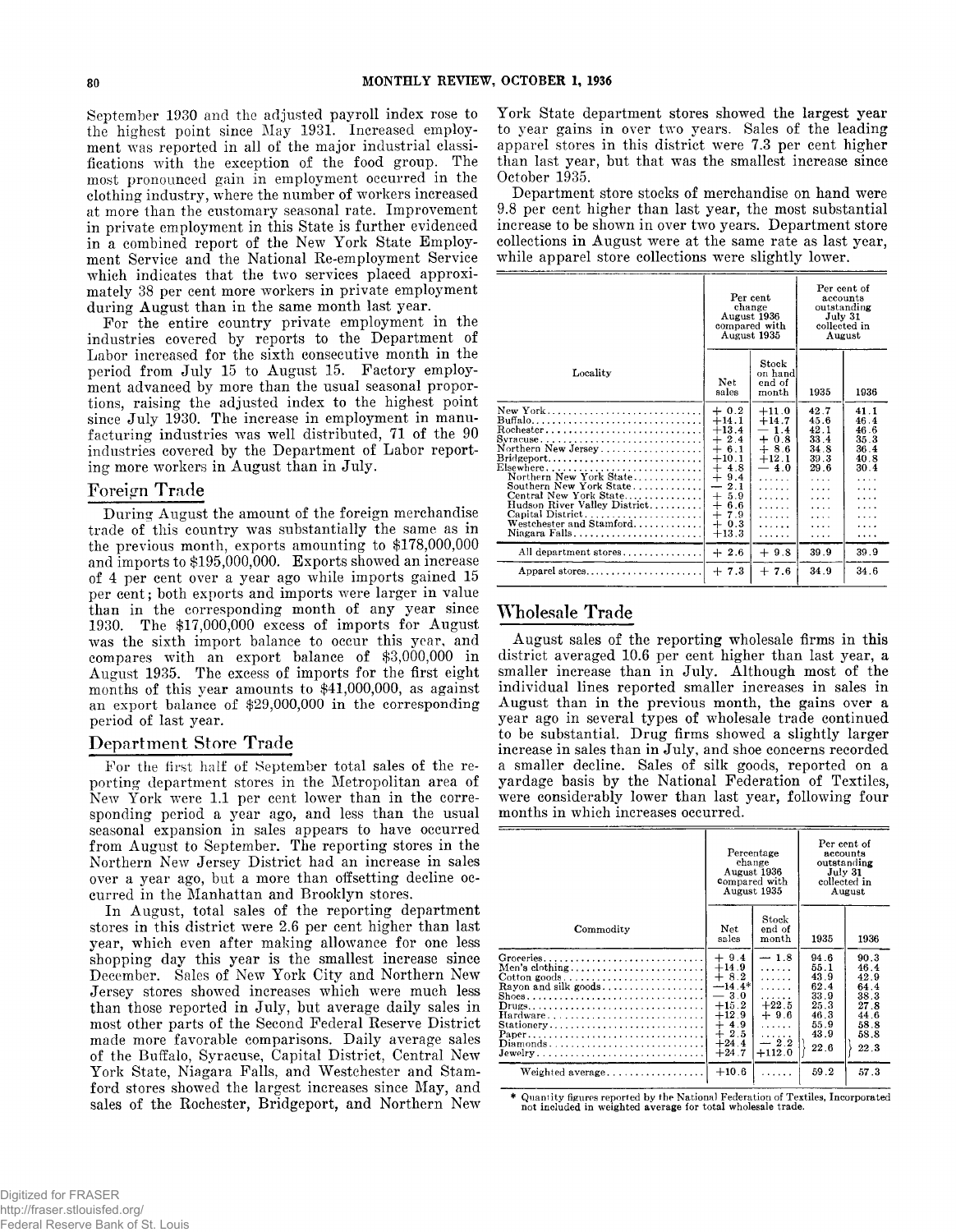September 1930 and the adjusted payroll index rose to the highest point since May 1931. Increased employment was reported in all of the major industrial classifications with the exception of the food group. The most pronounced gain in employment occurred in the clothing industry, where the number of workers increased at more than the customary seasonal rate. Improvement in private employment in this State is further evidenced in a combined report of the New York State Employment Service and the National Re-employment Service which indicates that the two services placed approximately 38 per cent more workers in private employment during August than in the same month last year.

For the entire country private employment in the industries covered by reports to the Department of Labor increased for the sixth consecutive month in the period from July 15 to August 15. Factory employment advanced by more than the usual seasonal proportions, raising the adjusted index to the highest point since July 1930. The increase in employment in manufacturing industries was well distributed, 71 of the 90 industries covered by the Department of Labor reporting more workers in August than in July.

## Foreign Trade

During August the amount of the foreign merchandise trade of this country was substantially the same as in the previous month, exports amounting to $178,000,000 and imports to $195,000,000. Exports showed an increase of 4 per cent over a year ago while imports gained 15 per cent; both exports and imports were larger in value than in the corresponding month of any year since 1930. The $17,000,000 excess of imports for August was the sixth import balance to occur this year, and compares with an export balance of $3,000,000 in August 1935. The excess of imports for the first eight months of this year amounts to $41,000,000, as against an export balance of $29,000,000 in the corresponding period of last year.

## Department Store Trade

For the first half of September total sales of the reporting department stores in the Metropolitan area of New York were 1.1 per cent lower than in the corresponding period a year ago, and less than the usual seasonal expansion in sales appears to have occurred from August to September. The reporting stores in the Northern New Jersey District had an increase in sales over a year ago, but a more than offsetting decline occurred in the Manhattan and Brooklyn stores.

In August, total sales of the reporting department stores in this district were 2.6 per cent higher than last year, which even after making allowance for one less shopping day this year is the smallest increase since December. Sales of New York City and Northern New Jersey stores showed increases which were much less than those reported in July, but average daily sales in most other parts of the Second Federal Reserve District made more favorable comparisons. Daily average sales of the Buffalo, Syracuse, Capital District, Central New York State, Niagara Falls, and Westchester and Stamford stores showed the largest increases since May, and sales of the Rochester, Bridgeport, and Northern New York State department stores showed the largest year to year gains in over two years. Sales of the leading apparel stores in this district were 7.3 per cent higher than last year, but that was the smallest increase since October 1935.

Department store stocks of merchandise on hand were 9.8 per cent higher than last year, the most substantial increase to be shown in over two years. Department store collections in August were at the same rate as last year, while apparel store collections were slightly lower.

| Locality | Per cent change August 1936 compared with August 1935 | | Per cent of accounts outstanding July 31 collected in August | |
|---|---|---|---|---|
| | Net sales | Stock on hand end of month | 1935 | 1936 |
| New York | + 0.2 | +11.0 | 42.7 | 41.1 |
| Buffalo | +14.1 | +14.7 | 45.6 | 46.4 |
| Rochester | +13.4 | − 1.4 | 42.1 | 46.6 |
| Syracuse | + 2.4 | + 0.8 | 33.4 | 35.3 |
| Northern New Jersey | + 6.1 | + 8.6 | 34.8 | 36.4 |
| Bridgeport | +10.1 | +12.1 | 39.3 | 40.8 |
| Elsewhere | + 4.8 | − 4.0 | 29.6 | 30.4 |
| Northern New York State | + 9.4 | ...... | .... | .... |
| Southern New York State | − 2.1 | ...... | .... | .... |
| Central New York State | + 5.9 | ...... | .... | .... |
| Hudson River Valley District | + 6.6 | ...... | .... | .... |
| Capital District | + 7.9 | ...... | .... | .... |
| Westchester and Stamford | + 0.3 | ...... | .... | .... |
| Niagara Falls | +13.3 | ...... | .... | .... |
| All department stores | + 2.6 | + 9.8 | 39.9 | 39.9 |
| Apparel stores | + 7.3 | + 7.6 | 34.9 | 34.6 |

## Wholesale Trade

August sales of the reporting wholesale firms in this district averaged 10.6 per cent higher than last year, a smaller increase than in July. Although most of the individual lines reported smaller increases in sales in August than in the previous month, the gains over a year ago in several types of wholesale trade continued to be substantial. Drug firms showed a slightly larger increase in sales than in July, and shoe concerns recorded a smaller decline. Sales of silk goods, reported on a yardage basis by the National Federation of Textiles, were considerably lower than last year, following four months in which increases occurred.

| Commodity | Percentage change August 1936 compared with August 1935 | | Per cent of accounts outstanding July 31 collected in August | |
|---|---|---|---|---|
| | Net sales | Stock end of month | 1935 | 1936 |
| Groceries | + 9.4 | − 1.8 | 94.6 | 90.3 |
| Men's clothing | +14.9 | ...... | 55.1 | 46.4 |
| Cotton goods | + 8.2 | ...... | 43.9 | 42.9 |
| Rayon and silk goods | −14.4* | ...... | 62.4 | 64.4 |
| Shoes | − 3.0 | ...... | 33.9 | 38.3 |
| Drugs | +15.2 | +22.5 | 25.3 | 27.8 |
| Hardware | +12.9 | + 9.6 | 46.3 | 44.6 |
| Stationery | + 4.9 | ...... | 55.9 | 58.8 |
| Paper | + 2.5 | ...... | 43.9 | 58.8 |
| Diamonds | +24.4 | − 2.2 | 22.6 | 22.3 |
| Jewelry | +24.7 | +112.0 | | |
| Weighted average | +10.6 | ...... | 59.2 | 57.3 |

\* Quantity figures reported by the National Federation of Textiles, Incorporated not included in weighted average for total wholesale trade.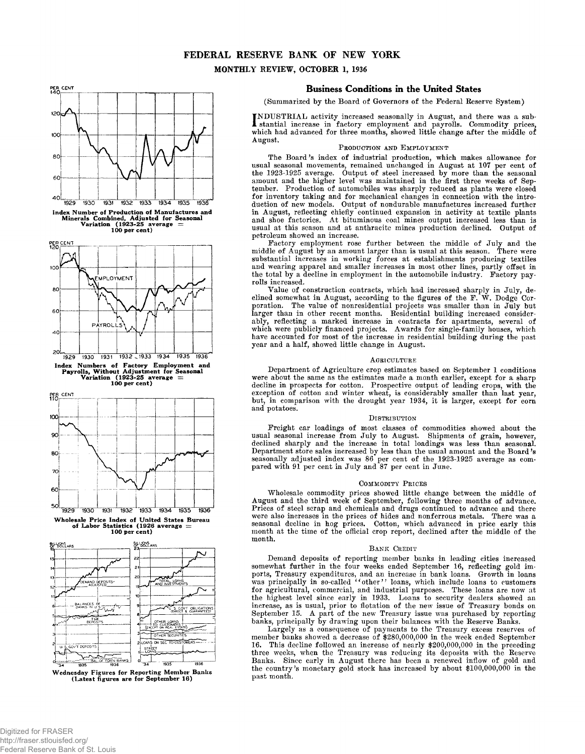# FEDERAL RESERVE BANK OF NEW YORK

## MONTHLY REVIEW, OCTOBER 1, 1936

PER CENT
140
120
100
80
60
40
1929 1930 1931 1932 1933 1934 1935 1936

Index Number of Production of Manufactures and Minerals Combined, Adjusted for Seasonal Variation (1923-25 average = 100 per cent)

PER CENT
120
100
80
60
40
20
EMPLOYMENT
PAYROLLS
1929 1930 1931 1932 1933 1934 1935 1936

Index Numbers of Factory Employment and Payrolls, Without Adjustment for Seasonal Variation (1923-25 average = 100 per cent)

PER CENT
110
100
90
80
70
60
50
1929 1930 1931 1932 1933 1934 1935 1936

Wholesale Price Index of United States Bureau of Labor Statistics (1926 average = 100 per cent)

BILLIONS OF DOLLARS
16
15
14
13
12
11
6
5
4
3
2
1
0
DEMAND DEPOSITS-ADJUSTED
BALANCES OF BANKS IN U.S.
TIME DEPOSITS
U.S. GOV'T DEPOSITS
BAL. OF FOR'N BANKS
'34 1935 1936

BILLIONS OF DOLLARS
23
22
21
20
19
10
9
8
4
3
2
1
0
TOTAL LOANS AND INVESTMENTS
U.S. GOV'T OBLIGATIONS (DIRECT & GUARANTEED)
OTHER LOANS TO CUSTOMERS (EXCEPT ON REAL ESTATE)
OTHER SECURITIES
LOANS ON SEC. TO CUSTOMERS
STREET LOANS
'34 1935 1936

Wednesday Figures for Reporting Member Banks (Latest figures are for September 16)

## Business Conditions in the United States

(Summarized by the Board of Governors of the Federal Reserve System)

INDUSTRIAL activity increased seasonally in August, and there was a substantial increase in factory employment and payrolls. Commodity prices, which had advanced for three months, showed little change after the middle of August.

### Production and Employment

The Board's index of industrial production, which makes allowance for usual seasonal movements, remained unchanged in August at 107 per cent of the 1923-1925 average. Output of steel increased by more than the seasonal amount and the higher level was maintained in the first three weeks of September. Production of automobiles was sharply reduced as plants were closed for inventory taking and for mechanical changes in connection with the introduction of new models. Output of nondurable manufactures increased further in August, reflecting chiefly continued expansion in activity at textile plants and shoe factories. At bituminous coal mines output increased less than is usual at this season and at anthracite mines production declined. Output of petroleum showed an increase.

Factory employment rose further between the middle of July and the middle of August by an amount larger than is usual at this season. There were substantial increases in working forces at establishments producing textiles and wearing apparel and smaller increases in most other lines, partly offset in the total by a decline in employment in the automobile industry. Factory payrolls increased.

Value of construction contracts, which had increased sharply in July, declined somewhat in August, according to the figures of the F. W. Dodge Corporation. The value of nonresidential projects was smaller than in July but larger than in other recent months. Residential building increased considerably, reflecting a marked increase in contracts for apartments, several of which were publicly financed projects. Awards for single-family houses, which have accounted for most of the increase in residential building during the past year and a half, showed little change in August.

### Agriculture

Department of Agriculture crop estimates based on September 1 conditions were about the same as the estimates made a month earlier, except for a sharp decline in prospects for cotton. Prospective output of leading crops, with the exception of cotton and winter wheat, is considerably smaller than last year, but, in comparison with the drought year 1934, it is larger, except for corn and potatoes.

### Distribution

Freight car loadings of most classes of commodities showed about the usual seasonal increase from July to August. Shipments of grain, however, declined sharply and the increase in total loadings was less than seasonal. Department store sales increased by less than the usual amount and the Board's seasonally adjusted index was 86 per cent of the 1923-1925 average as compared with 91 per cent in July and 87 per cent in June.

### Commodity Prices

Wholesale commodity prices showed little change between the middle of August and the third week of September, following three months of advance. Prices of steel scrap and chemicals and drugs continued to advance and there were also increases in the prices of hides and nonferrous metals. There was a seasonal decline in hog prices. Cotton, which advanced in price early this month at the time of the official crop report, declined after the middle of the month.

### Bank Credit

Demand deposits of reporting member banks in leading cities increased somewhat further in the four weeks ended September 16, reflecting gold imports, Treasury expenditures, and an increase in bank loans. Growth in loans was principally in so-called "other" loans, which include loans to customers for agricultural, commercial, and industrial purposes. These loans are now at the highest level since early in 1933. Loans to security dealers showed an increase, as is usual, prior to flotation of the new issue of Treasury bonds on September 15. A part of the new Treasury issue was purchased by reporting banks, principally by drawing upon their balances with the Reserve Banks.

Largely as a consequence of payments to the Treasury excess reserves of member banks showed a decrease of $280,000,000 in the week ended September 16. This decline followed an increase of nearly $200,000,000 in the preceding three weeks, when the Treasury was reducing its deposits with the Reserve Banks. Since early in August there has been a renewed inflow of gold and the country's monetary gold stock has increased by about $100,000,000 in the past month.